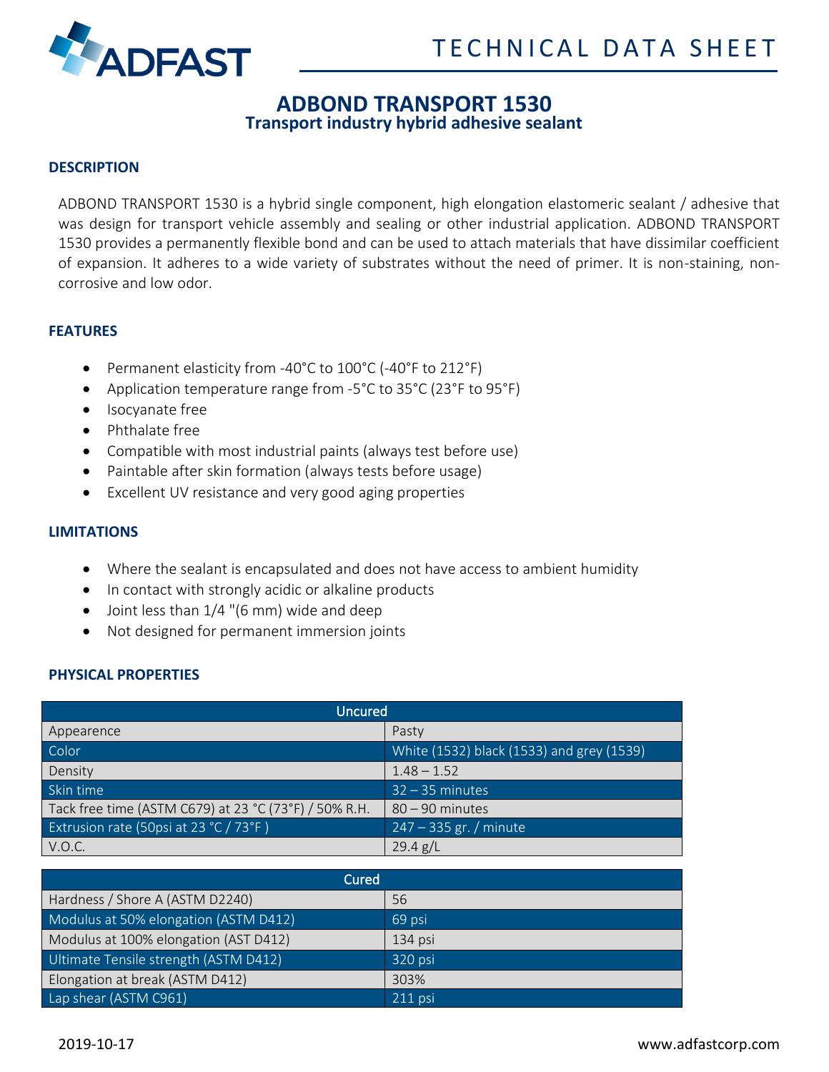TECHNICAL DATA SHEET

# ADBOND TRANSPORT 1530

## Transport industry hybrid adhesive sealant

### DESCRIPTION

ADBOND TRANSPORT 1530 is a hybrid single component, high elongation elastomeric sealant / adhesive that was design for transport vehicle assembly and sealing or other industrial application. ADBOND TRANSPORT 1530 provides a permanently flexible bond and can be used to attach materials that have dissimilar coefficient of expansion. It adheres to a wide variety of substrates without the need of primer. It is non-staining, non-corrosive and low odor.

### FEATURES

- Permanent elasticity from -40°C to 100°C (-40°F to 212°F)
- Application temperature range from -5°C to 35°C (23°F to 95°F)
- Isocyanate free
- Phthalate free
- Compatible with most industrial paints (always test before use)
- Paintable after skin formation (always tests before usage)
- Excellent UV resistance and very good aging properties

### LIMITATIONS

- Where the sealant is encapsulated and does not have access to ambient humidity
- In contact with strongly acidic or alkaline products
- Joint less than 1/4 "(6 mm) wide and deep
- Not designed for permanent immersion joints

### PHYSICAL PROPERTIES

| Uncured | |
|---|---|
| Appearence | Pasty |
| Color | White (1532) black (1533) and grey (1539) |
| Density | 1.48 – 1.52 |
| Skin time | 32 – 35 minutes |
| Tack free time (ASTM C679) at 23 °C (73°F) / 50% R.H. | 80 – 90 minutes |
| Extrusion rate (50psi at 23 °C / 73°F ) | 247 – 335 gr. / minute |
| V.O.C. | 29.4 g/L |

| Cured | |
|---|---|
| Hardness / Shore A (ASTM D2240) | 56 |
| Modulus at 50% elongation (ASTM D412) | 69 psi |
| Modulus at 100% elongation (AST D412) | 134 psi |
| Ultimate Tensile strength (ASTM D412) | 320 psi |
| Elongation at break (ASTM D412) | 303% |
| Lap shear (ASTM C961) | 211 psi |

2019-10-17 www.adfastcorp.com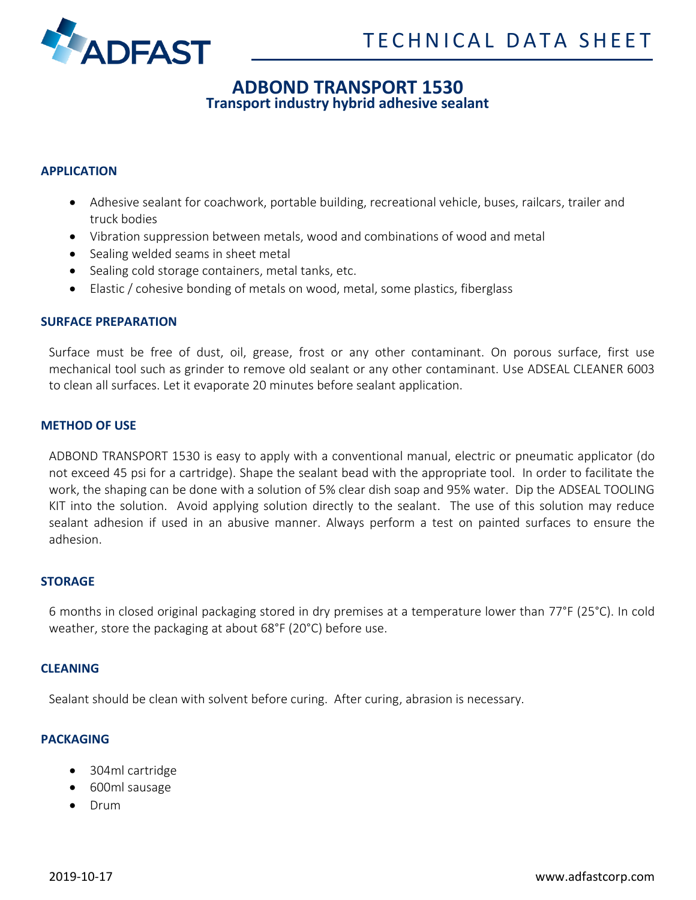# ADBOND TRANSPORT 1530

## Transport industry hybrid adhesive sealant

### APPLICATION

- Adhesive sealant for coachwork, portable building, recreational vehicle, buses, railcars, trailer and truck bodies
- Vibration suppression between metals, wood and combinations of wood and metal
- Sealing welded seams in sheet metal
- Sealing cold storage containers, metal tanks, etc.
- Elastic / cohesive bonding of metals on wood, metal, some plastics, fiberglass

### SURFACE PREPARATION

Surface must be free of dust, oil, grease, frost or any other contaminant. On porous surface, first use mechanical tool such as grinder to remove old sealant or any other contaminant. Use ADSEAL CLEANER 6003 to clean all surfaces. Let it evaporate 20 minutes before sealant application.

### METHOD OF USE

ADBOND TRANSPORT 1530 is easy to apply with a conventional manual, electric or pneumatic applicator (do not exceed 45 psi for a cartridge). Shape the sealant bead with the appropriate tool. In order to facilitate the work, the shaping can be done with a solution of 5% clear dish soap and 95% water. Dip the ADSEAL TOOLING KIT into the solution. Avoid applying solution directly to the sealant. The use of this solution may reduce sealant adhesion if used in an abusive manner. Always perform a test on painted surfaces to ensure the adhesion.

### STORAGE

6 months in closed original packaging stored in dry premises at a temperature lower than 77°F (25°C). In cold weather, store the packaging at about 68°F (20°C) before use.

### CLEANING

Sealant should be clean with solvent before curing. After curing, abrasion is necessary.

### PACKAGING

- 304ml cartridge
- 600ml sausage
- Drum

2019-10-17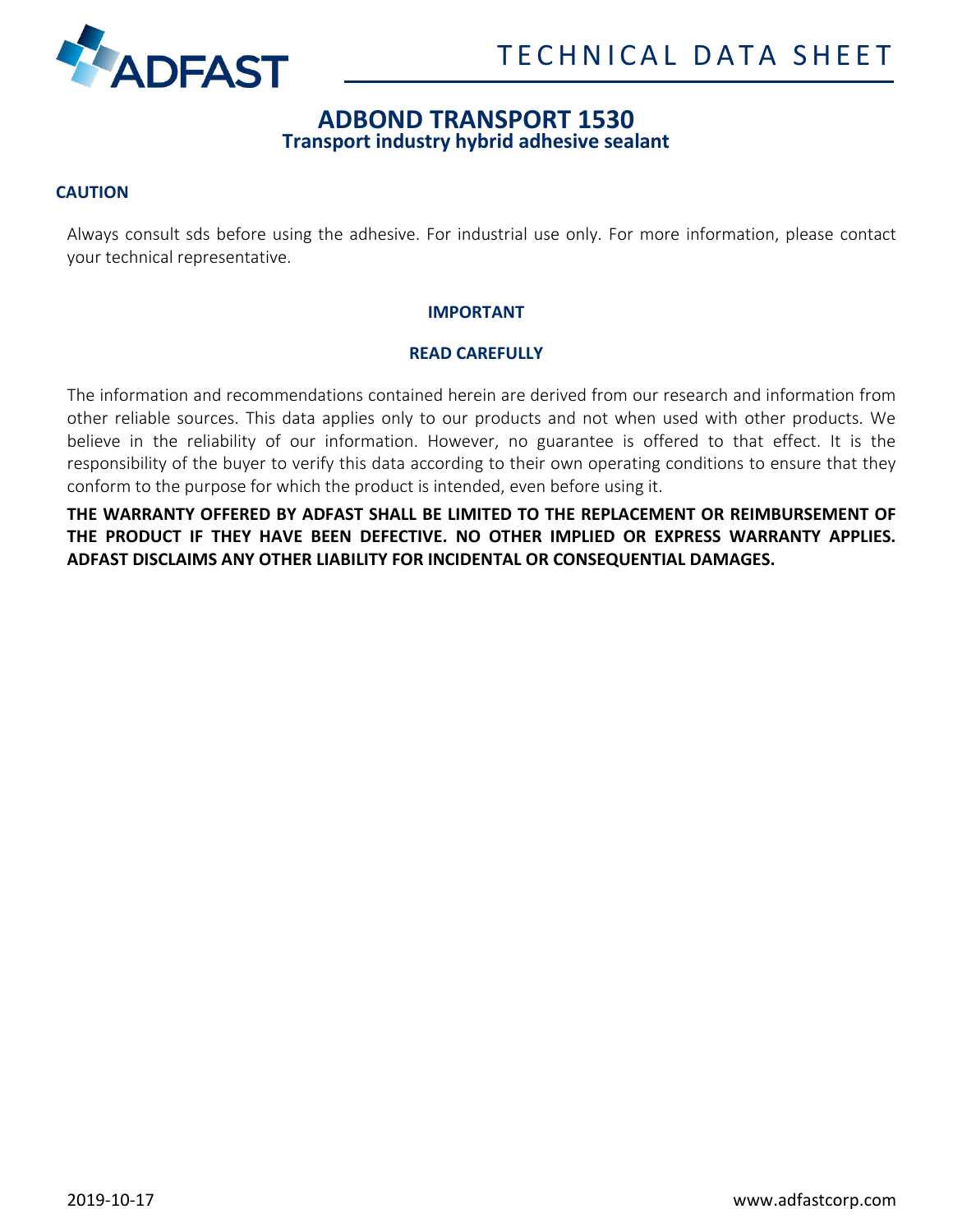## CAUTION

Always consult sds before using the adhesive. For industrial use only. For more information, please contact your technical representative.

### IMPORTANT

### READ CAREFULLY

The information and recommendations contained herein are derived from our research and information from other reliable sources. This data applies only to our products and not when used with other products. We believe in the reliability of our information. However, no guarantee is offered to that effect. It is the responsibility of the buyer to verify this data according to their own operating conditions to ensure that they conform to the purpose for which the product is intended, even before using it.

**THE WARRANTY OFFERED BY ADFAST SHALL BE LIMITED TO THE REPLACEMENT OR REIMBURSEMENT OF THE PRODUCT IF THEY HAVE BEEN DEFECTIVE. NO OTHER IMPLIED OR EXPRESS WARRANTY APPLIES. ADFAST DISCLAIMS ANY OTHER LIABILITY FOR INCIDENTAL OR CONSEQUENTIAL DAMAGES.**